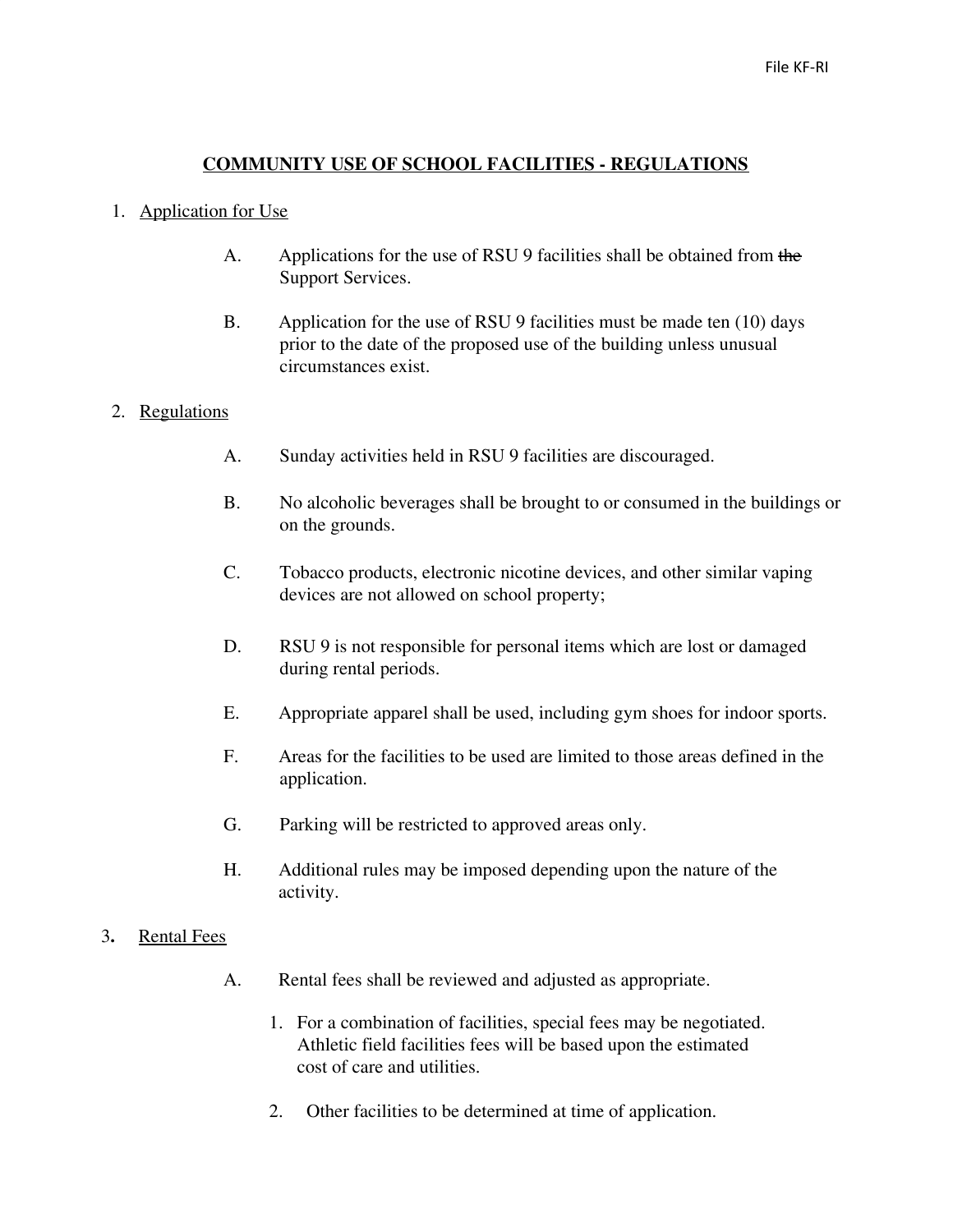File KF-RI

# COMMUNITY USE OF SCHOOL FACILITIES - REGULATIONS

1. Application for Use

   A. Applications for the use of RSU 9 facilities shall be obtained from ~~the~~ Support Services.

   B. Application for the use of RSU 9 facilities must be made ten (10) days prior to the date of the proposed use of the building unless unusual circumstances exist.

2. Regulations

   A. Sunday activities held in RSU 9 facilities are discouraged.

   B. No alcoholic beverages shall be brought to or consumed in the buildings or on the grounds.

   C. Tobacco products, electronic nicotine devices, and other similar vaping devices are not allowed on school property;

   D. RSU 9 is not responsible for personal items which are lost or damaged during rental periods.

   E. Appropriate apparel shall be used, including gym shoes for indoor sports.

   F. Areas for the facilities to be used are limited to those areas defined in the application.

   G. Parking will be restricted to approved areas only.

   H. Additional rules may be imposed depending upon the nature of the activity.

3. Rental Fees

   A. Rental fees shall be reviewed and adjusted as appropriate.

      1. For a combination of facilities, special fees may be negotiated. Athletic field facilities fees will be based upon the estimated cost of care and utilities.

      2. Other facilities to be determined at time of application.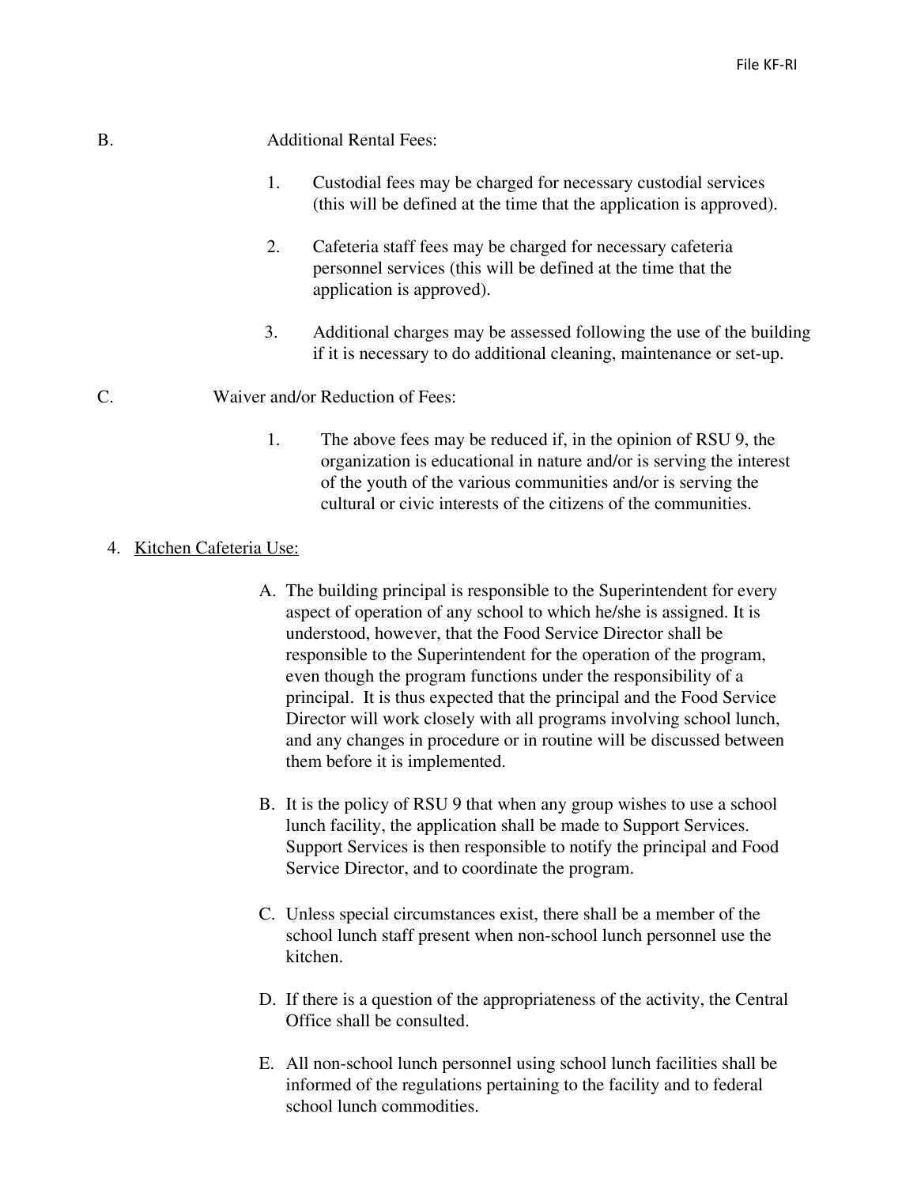B. Additional Rental Fees:

1. Custodial fees may be charged for necessary custodial services (this will be defined at the time that the application is approved).

2. Cafeteria staff fees may be charged for necessary cafeteria personnel services (this will be defined at the time that the application is approved).

3. Additional charges may be assessed following the use of the building if it is necessary to do additional cleaning, maintenance or set-up.

C. Waiver and/or Reduction of Fees:

1. The above fees may be reduced if, in the opinion of RSU 9, the organization is educational in nature and/or is serving the interest of the youth of the various communities and/or is serving the cultural or civic interests of the citizens of the communities.

4. Kitchen Cafeteria Use:

A. The building principal is responsible to the Superintendent for every aspect of operation of any school to which he/she is assigned. It is understood, however, that the Food Service Director shall be responsible to the Superintendent for the operation of the program, even though the program functions under the responsibility of a principal. It is thus expected that the principal and the Food Service Director will work closely with all programs involving school lunch, and any changes in procedure or in routine will be discussed between them before it is implemented.

B. It is the policy of RSU 9 that when any group wishes to use a school lunch facility, the application shall be made to Support Services. Support Services is then responsible to notify the principal and Food Service Director, and to coordinate the program.

C. Unless special circumstances exist, there shall be a member of the school lunch staff present when non-school lunch personnel use the kitchen.

D. If there is a question of the appropriateness of the activity, the Central Office shall be consulted.

E. All non-school lunch personnel using school lunch facilities shall be informed of the regulations pertaining to the facility and to federal school lunch commodities.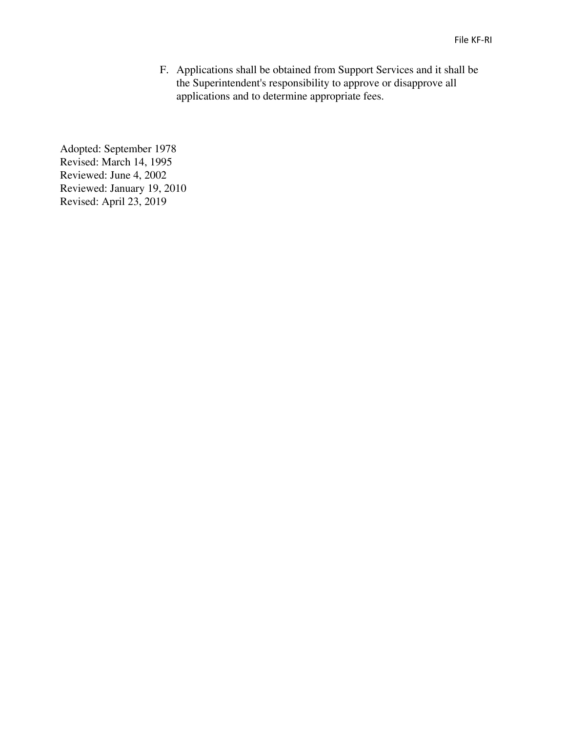F. Applications shall be obtained from Support Services and it shall be the Superintendent's responsibility to approve or disapprove all applications and to determine appropriate fees.

Adopted: September 1978
Revised: March 14, 1995
Reviewed: June 4, 2002
Reviewed: January 19, 2010
Revised: April 23, 2019